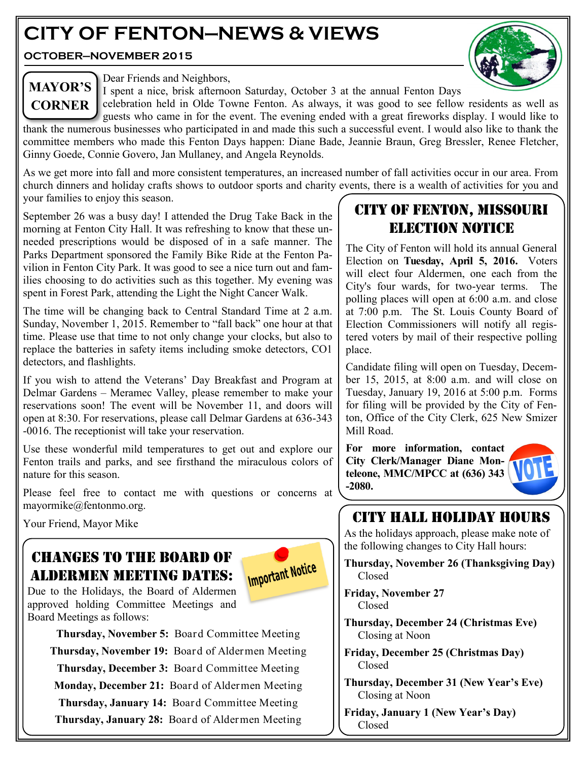# CITY OF FENTON—NEWS & VIEWS

**OCTOBER—NOVEMBER 2015**

## MAYOR'S CORNER

Dear Friends and Neighbors,

I spent a nice, brisk afternoon Saturday, October 3 at the annual Fenton Days celebration held in Olde Towne Fenton. As always, it was good to see fellow residents as well as guests who came in for the event. The evening ended with a great fireworks display. I would like to thank the numerous businesses who participated in and made this such a successful event. I would also like to thank the committee members who made this Fenton Days happen: Diane Bade, Jeannie Braun, Greg Bressler, Renee Fletcher, Ginny Goede, Connie Govero, Jan Mullaney, and Angela Reynolds.

As we get more into fall and more consistent temperatures, an increased number of fall activities occur in our area. From church dinners and holiday crafts shows to outdoor sports and charity events, there is a wealth of activities for you and your families to enjoy this season.

September 26 was a busy day! I attended the Drug Take Back in the morning at Fenton City Hall. It was refreshing to know that these unneeded prescriptions would be disposed of in a safe manner. The Parks Department sponsored the Family Bike Ride at the Fenton Pavilion in Fenton City Park. It was good to see a nice turn out and families choosing to do activities such as this together. My evening was spent in Forest Park, attending the Light the Night Cancer Walk.

The time will be changing back to Central Standard Time at 2 a.m. Sunday, November 1, 2015. Remember to "fall back" one hour at that time. Please use that time to not only change your clocks, but also to replace the batteries in safety items including smoke detectors, CO1 detectors, and flashlights.

If you wish to attend the Veterans' Day Breakfast and Program at Delmar Gardens – Meramec Valley, please remember to make your reservations soon! The event will be November 11, and doors will open at 8:30. For reservations, please call Delmar Gardens at 636-343-0016. The receptionist will take your reservation.

Use these wonderful mild temperatures to get out and explore our Fenton trails and parks, and see firsthand the miraculous colors of nature for this season.

Please feel free to contact me with questions or concerns at mayormike@fentonmo.org.

Your Friend, Mayor Mike

## CHANGES TO THE BOARD OF ALDERMEN MEETING DATES:

Important Notice

Due to the Holidays, the Board of Aldermen approved holding Committee Meetings and Board Meetings as follows:

**Thursday, November 5:** Board Committee Meeting

**Thursday, November 19:** Board of Aldermen Meeting

**Thursday, December 3:** Board Committee Meeting

**Monday, December 21:** Board of Aldermen Meeting

**Thursday, January 14:** Board Committee Meeting

**Thursday, January 28:** Board of Aldermen Meeting

## CITY OF FENTON, MISSOURI ELECTION NOTICE

The City of Fenton will hold its annual General Election on **Tuesday, April 5, 2016.** Voters will elect four Aldermen, one each from the City's four wards, for two-year terms. The polling places will open at 6:00 a.m. and close at 7:00 p.m. The St. Louis County Board of Election Commissioners will notify all registered voters by mail of their respective polling place.

Candidate filing will open on Tuesday, December 15, 2015, at 8:00 a.m. and will close on Tuesday, January 19, 2016 at 5:00 p.m. Forms for filing will be provided by the City of Fenton, Office of the City Clerk, 625 New Smizer Mill Road.

**For more information, contact City Clerk/Manager Diane Monteleone, MMC/MPCC at (636) 343-2080.**

## CITY HALL HOLIDAY HOURS

As the holidays approach, please make note of the following changes to City Hall hours:

**Thursday, November 26 (Thanksgiving Day)**
Closed

**Friday, November 27**
Closed

**Thursday, December 24 (Christmas Eve)**
Closing at Noon

**Friday, December 25 (Christmas Day)**
Closed

**Thursday, December 31 (New Year's Eve)**
Closing at Noon

**Friday, January 1 (New Year's Day)**
Closed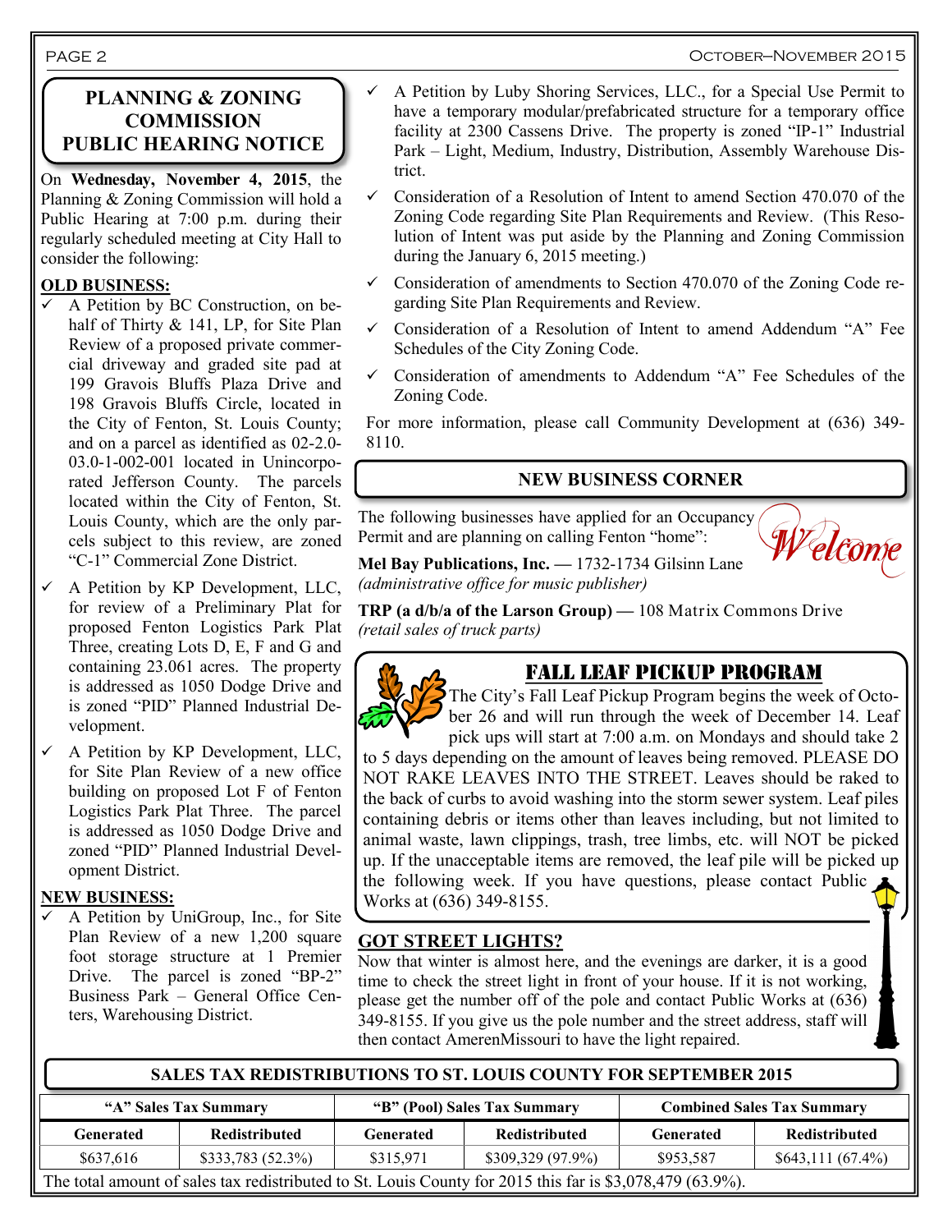## PLANNING & ZONING COMMISSION PUBLIC HEARING NOTICE

On **Wednesday, November 4, 2015**, the Planning & Zoning Commission will hold a Public Hearing at 7:00 p.m. during their regularly scheduled meeting at City Hall to consider the following:

**OLD BUSINESS:**

- ✓ A Petition by BC Construction, on behalf of Thirty & 141, LP, for Site Plan Review of a proposed private commercial driveway and graded site pad at 199 Gravois Bluffs Plaza Drive and 198 Gravois Bluffs Circle, located in the City of Fenton, St. Louis County; and on a parcel as identified as 02-2.0-03.0-1-002-001 located in Unincorporated Jefferson County. The parcels located within the City of Fenton, St. Louis County, which are the only parcels subject to this review, are zoned "C-1" Commercial Zone District.
- ✓ A Petition by KP Development, LLC, for review of a Preliminary Plat for proposed Fenton Logistics Park Plat Three, creating Lots D, E, F and G and containing 23.061 acres. The property is addressed as 1050 Dodge Drive and is zoned "PID" Planned Industrial Development.
- ✓ A Petition by KP Development, LLC, for Site Plan Review of a new office building on proposed Lot F of Fenton Logistics Park Plat Three. The parcel is addressed as 1050 Dodge Drive and zoned "PID" Planned Industrial Development District.

**NEW BUSINESS:**

- ✓ A Petition by UniGroup, Inc., for Site Plan Review of a new 1,200 square foot storage structure at 1 Premier Drive. The parcel is zoned "BP-2" Business Park – General Office Centers, Warehousing District.
- ✓ A Petition by Luby Shoring Services, LLC., for a Special Use Permit to have a temporary modular/prefabricated structure for a temporary office facility at 2300 Cassens Drive. The property is zoned "IP-1" Industrial Park – Light, Medium, Industry, Distribution, Assembly Warehouse District.
- ✓ Consideration of a Resolution of Intent to amend Section 470.070 of the Zoning Code regarding Site Plan Requirements and Review. (This Resolution of Intent was put aside by the Planning and Zoning Commission during the January 6, 2015 meeting.)
- ✓ Consideration of amendments to Section 470.070 of the Zoning Code regarding Site Plan Requirements and Review.
- ✓ Consideration of a Resolution of Intent to amend Addendum "A" Fee Schedules of the City Zoning Code.
- ✓ Consideration of amendments to Addendum "A" Fee Schedules of the Zoning Code.

For more information, please call Community Development at (636) 349-8110.

## NEW BUSINESS CORNER

The following businesses have applied for an Occupancy Permit and are planning on calling Fenton "home":

*Welcome*

**Mel Bay Publications, Inc.** — 1732-1734 Gilsinn Lane
*(administrative office for music publisher)*

**TRP (a d/b/a of the Larson Group)** — 108 Matrix Commons Drive
*(retail sales of truck parts)*

## FALL LEAF PICKUP PROGRAM

The City's Fall Leaf Pickup Program begins the week of October 26 and will run through the week of December 14. Leaf pick ups will start at 7:00 a.m. on Mondays and should take 2 to 5 days depending on the amount of leaves being removed. PLEASE DO NOT RAKE LEAVES INTO THE STREET. Leaves should be raked to the back of curbs to avoid washing into the storm sewer system. Leaf piles containing debris or items other than leaves including, but not limited to animal waste, lawn clippings, trash, tree limbs, etc. will NOT be picked up. If the unacceptable items are removed, the leaf pile will be picked up the following week. If you have questions, please contact Public Works at (636) 349-8155.

## GOT STREET LIGHTS?

Now that winter is almost here, and the evenings are darker, it is a good time to check the street light in front of your house. If it is not working, please get the number off of the pole and contact Public Works at (636) 349-8155. If you give us the pole number and the street address, staff will then contact AmerenMissouri to have the light repaired.

## SALES TAX REDISTRIBUTIONS TO ST. LOUIS COUNTY FOR SEPTEMBER 2015

| "A" Sales Tax Summary | | "B" (Pool) Sales Tax Summary | | Combined Sales Tax Summary | |
|---|---|---|---|---|---|
| **Generated** | **Redistributed** | **Generated** | **Redistributed** | **Generated** | **Redistributed** |
| $637,616 | $333,783 (52.3%) | $315,971 | $309,329 (97.9%) | $953,587 | $643,111 (67.4%) |

The total amount of sales tax redistributed to St. Louis County for 2015 this far is $3,078,479 (63.9%).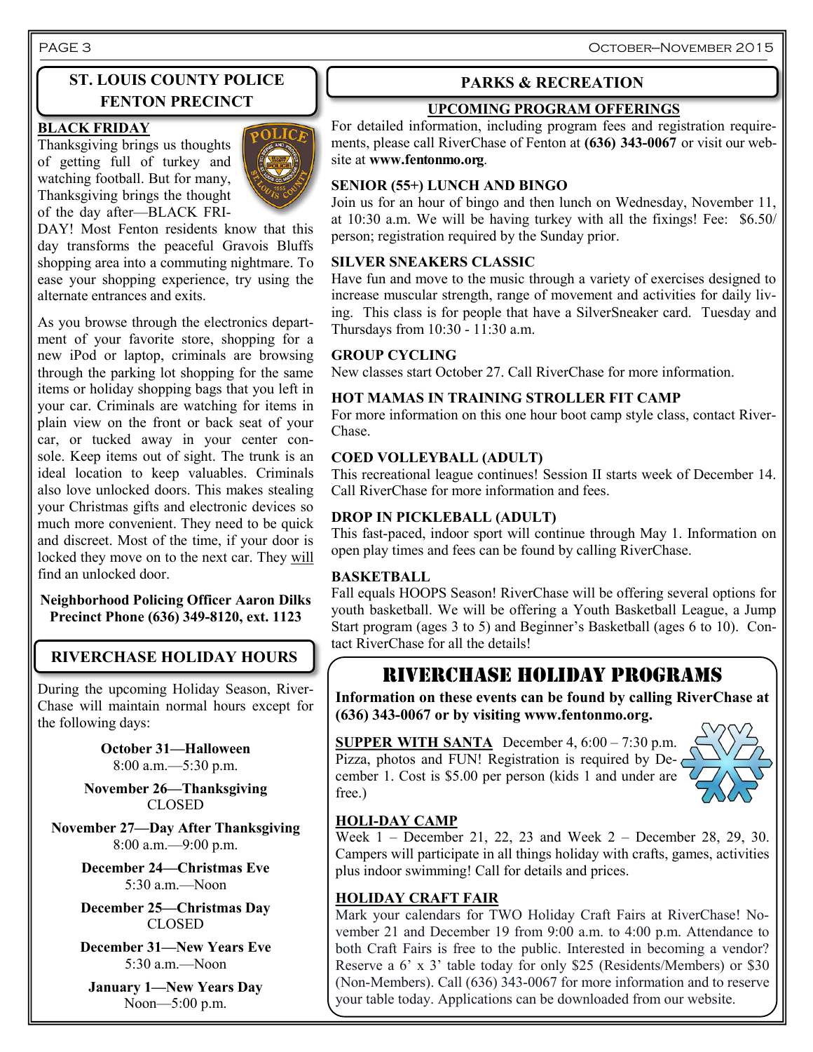## ST. LOUIS COUNTY POLICE FENTON PRECINCT

### BLACK FRIDAY

Thanksgiving brings us thoughts of getting full of turkey and watching football. But for many, Thanksgiving brings the thought of the day after—BLACK FRIDAY! Most Fenton residents know that this day transforms the peaceful Gravois Bluffs shopping area into a commuting nightmare. To ease your shopping experience, try using the alternate entrances and exits.

As you browse through the electronics department of your favorite store, shopping for a new iPod or laptop, criminals are browsing through the parking lot shopping for the same items or holiday shopping bags that you left in your car. Criminals are watching for items in plain view on the front or back seat of your car, or tucked away in your center console. Keep items out of sight. The trunk is an ideal location to keep valuables. Criminals also love unlocked doors. This makes stealing your Christmas gifts and electronic devices so much more convenient. They need to be quick and discreet. Most of the time, if your door is locked they move on to the next car. They will find an unlocked door.

**Neighborhood Policing Officer Aaron Dilks**
**Precinct Phone (636) 349-8120, ext. 1123**

## RIVERCHASE HOLIDAY HOURS

During the upcoming Holiday Season, RiverChase will maintain normal hours except for the following days:

**October 31—Halloween**
8:00 a.m.—5:30 p.m.

**November 26—Thanksgiving**
CLOSED

**November 27—Day After Thanksgiving**
8:00 a.m.—9:00 p.m.

**December 24—Christmas Eve**
5:30 a.m.—Noon

**December 25—Christmas Day**
CLOSED

**December 31—New Years Eve**
5:30 a.m.—Noon

**January 1—New Years Day**
Noon—5:00 p.m.

## PARKS & RECREATION

### UPCOMING PROGRAM OFFERINGS

For detailed information, including program fees and registration requirements, please call RiverChase of Fenton at **(636) 343-0067** or visit our website at **www.fentonmo.org**.

**SENIOR (55+) LUNCH AND BINGO**
Join us for an hour of bingo and then lunch on Wednesday, November 11, at 10:30 a.m. We will be having turkey with all the fixings! Fee: $6.50/person; registration required by the Sunday prior.

**SILVER SNEAKERS CLASSIC**
Have fun and move to the music through a variety of exercises designed to increase muscular strength, range of movement and activities for daily living. This class is for people that have a SilverSneaker card. Tuesday and Thursdays from 10:30 - 11:30 a.m.

**GROUP CYCLING**
New classes start October 27. Call RiverChase for more information.

**HOT MAMAS IN TRAINING STROLLER FIT CAMP**
For more information on this one hour boot camp style class, contact RiverChase.

**COED VOLLEYBALL (ADULT)**
This recreational league continues! Session II starts week of December 14. Call RiverChase for more information and fees.

**DROP IN PICKLEBALL (ADULT)**
This fast-paced, indoor sport will continue through May 1. Information on open play times and fees can be found by calling RiverChase.

**BASKETBALL**
Fall equals HOOPS Season! RiverChase will be offering several options for youth basketball. We will be offering a Youth Basketball League, a Jump Start program (ages 3 to 5) and Beginner's Basketball (ages 6 to 10). Contact RiverChase for all the details!

## RIVERCHASE HOLIDAY PROGRAMS

**Information on these events can be found by calling RiverChase at (636) 343-0067 or by visiting www.fentonmo.org.**

**SUPPER WITH SANTA** December 4, 6:00 – 7:30 p.m. Pizza, photos and FUN! Registration is required by December 1. Cost is $5.00 per person (kids 1 and under are free.)

**HOLI-DAY CAMP**
Week 1 – December 21, 22, 23 and Week 2 – December 28, 29, 30. Campers will participate in all things holiday with crafts, games, activities plus indoor swimming! Call for details and prices.

**HOLIDAY CRAFT FAIR**
Mark your calendars for TWO Holiday Craft Fairs at RiverChase! November 21 and December 19 from 9:00 a.m. to 4:00 p.m. Attendance to both Craft Fairs is free to the public. Interested in becoming a vendor? Reserve a 6' x 3' table today for only $25 (Residents/Members) or $30 (Non-Members). Call (636) 343-0067 for more information and to reserve your table today. Applications can be downloaded from our website.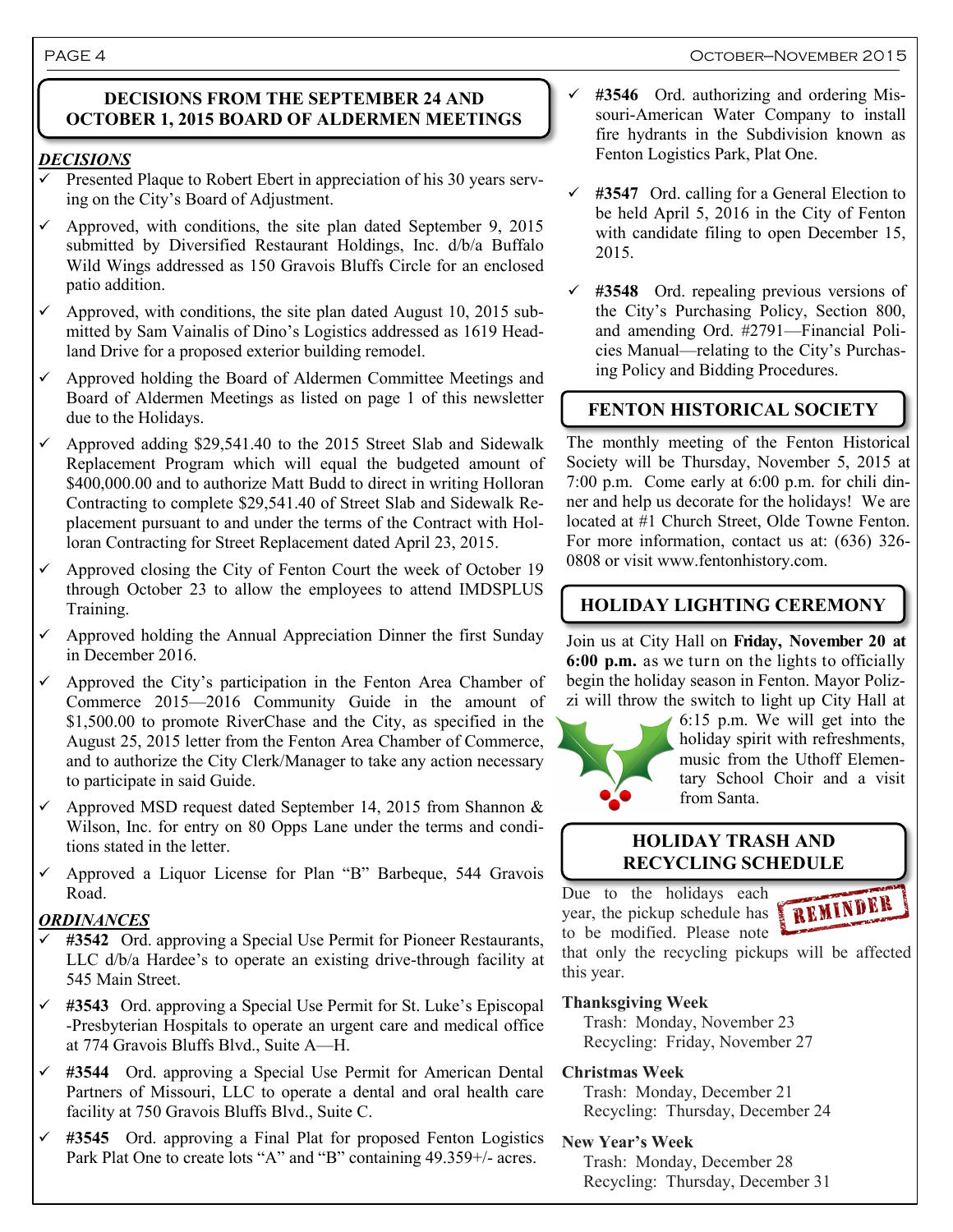## DECISIONS FROM THE SEPTEMBER 24 AND OCTOBER 1, 2015 BOARD OF ALDERMEN MEETINGS

***DECISIONS***

- ✓ Presented Plaque to Robert Ebert in appreciation of his 30 years serving on the City's Board of Adjustment.
- ✓ Approved, with conditions, the site plan dated September 9, 2015 submitted by Diversified Restaurant Holdings, Inc. d/b/a Buffalo Wild Wings addressed as 150 Gravois Bluffs Circle for an enclosed patio addition.
- ✓ Approved, with conditions, the site plan dated August 10, 2015 submitted by Sam Vainalis of Dino's Logistics addressed as 1619 Headland Drive for a proposed exterior building remodel.
- ✓ Approved holding the Board of Aldermen Committee Meetings and Board of Aldermen Meetings as listed on page 1 of this newsletter due to the Holidays.
- ✓ Approved adding $29,541.40 to the 2015 Street Slab and Sidewalk Replacement Program which will equal the budgeted amount of $400,000.00 and to authorize Matt Budd to direct in writing Holloran Contracting to complete $29,541.40 of Street Slab and Sidewalk Replacement pursuant to and under the terms of the Contract with Holloran Contracting for Street Replacement dated April 23, 2015.
- ✓ Approved closing the City of Fenton Court the week of October 19 through October 23 to allow the employees to attend IMDSPLUS Training.
- ✓ Approved holding the Annual Appreciation Dinner the first Sunday in December 2016.
- ✓ Approved the City's participation in the Fenton Area Chamber of Commerce 2015—2016 Community Guide in the amount of $1,500.00 to promote RiverChase and the City, as specified in the August 25, 2015 letter from the Fenton Area Chamber of Commerce, and to authorize the City Clerk/Manager to take any action necessary to participate in said Guide.
- ✓ Approved MSD request dated September 14, 2015 from Shannon & Wilson, Inc. for entry on 80 Opps Lane under the terms and conditions stated in the letter.
- ✓ Approved a Liquor License for Plan "B" Barbeque, 544 Gravois Road.

***ORDINANCES***

- ✓ **#3542** Ord. approving a Special Use Permit for Pioneer Restaurants, LLC d/b/a Hardee's to operate an existing drive-through facility at 545 Main Street.
- ✓ **#3543** Ord. approving a Special Use Permit for St. Luke's Episcopal-Presbyterian Hospitals to operate an urgent care and medical office at 774 Gravois Bluffs Blvd., Suite A—H.
- ✓ **#3544** Ord. approving a Special Use Permit for American Dental Partners of Missouri, LLC to operate a dental and oral health care facility at 750 Gravois Bluffs Blvd., Suite C.
- ✓ **#3545** Ord. approving a Final Plat for proposed Fenton Logistics Park Plat One to create lots "A" and "B" containing 49.359+/- acres.
- ✓ **#3546** Ord. authorizing and ordering Missouri-American Water Company to install fire hydrants in the Subdivision known as Fenton Logistics Park, Plat One.
- ✓ **#3547** Ord. calling for a General Election to be held April 5, 2016 in the City of Fenton with candidate filing to open December 15, 2015.
- ✓ **#3548** Ord. repealing previous versions of the City's Purchasing Policy, Section 800, and amending Ord. #2791—Financial Policies Manual—relating to the City's Purchasing Policy and Bidding Procedures.

## FENTON HISTORICAL SOCIETY

The monthly meeting of the Fenton Historical Society will be Thursday, November 5, 2015 at 7:00 p.m. Come early at 6:00 p.m. for chili dinner and help us decorate for the holidays! We are located at #1 Church Street, Olde Towne Fenton. For more information, contact us at: (636) 326-0808 or visit www.fentonhistory.com.

## HOLIDAY LIGHTING CEREMONY

Join us at City Hall on **Friday, November 20 at 6:00 p.m.** as we turn on the lights to officially begin the holiday season in Fenton. Mayor Polizzi will throw the switch to light up City Hall at 6:15 p.m. We will get into the holiday spirit with refreshments, music from the Uthoff Elementary School Choir and a visit from Santa.

## HOLIDAY TRASH AND RECYCLING SCHEDULE

REMINDER

Due to the holidays each year, the pickup schedule has to be modified. Please note that only the recycling pickups will be affected this year.

**Thanksgiving Week**
Trash: Monday, November 23
Recycling: Friday, November 27

**Christmas Week**
Trash: Monday, December 21
Recycling: Thursday, December 24

**New Year's Week**
Trash: Monday, December 28
Recycling: Thursday, December 31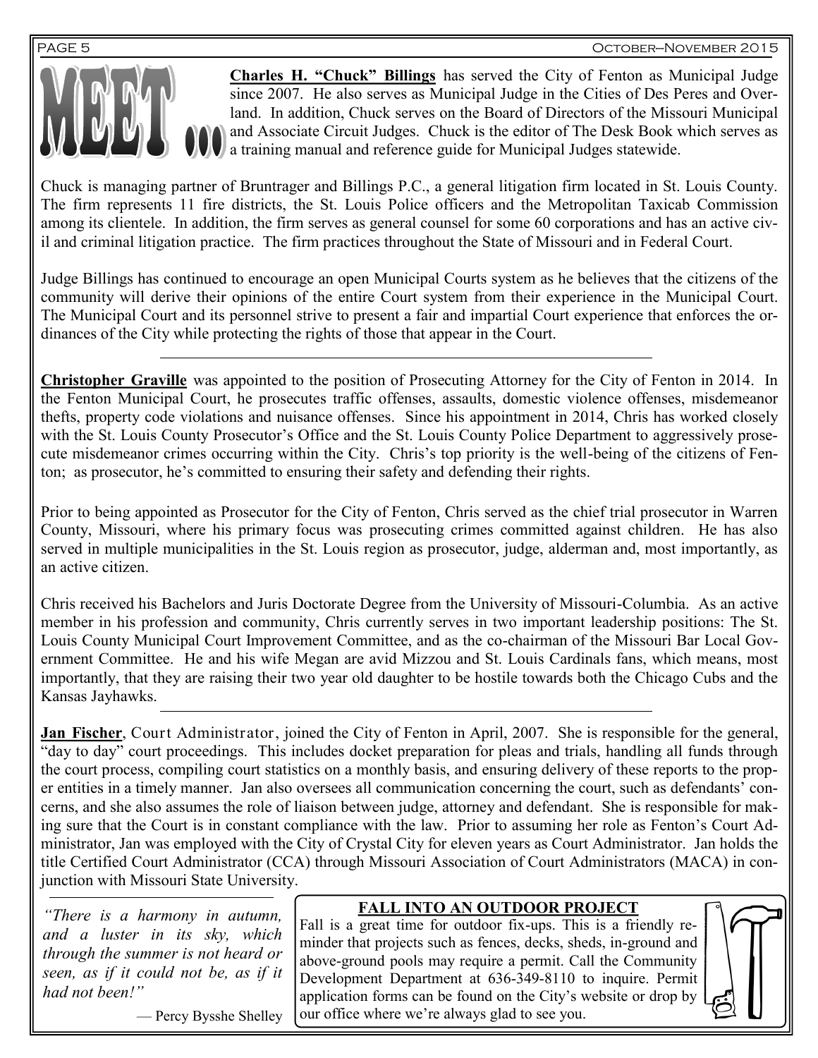# MEET …

**Charles H. "Chuck" Billings** has served the City of Fenton as Municipal Judge since 2007. He also serves as Municipal Judge in the Cities of Des Peres and Overland. In addition, Chuck serves on the Board of Directors of the Missouri Municipal and Associate Circuit Judges. Chuck is the editor of The Desk Book which serves as a training manual and reference guide for Municipal Judges statewide.

Chuck is managing partner of Bruntrager and Billings P.C., a general litigation firm located in St. Louis County. The firm represents 11 fire districts, the St. Louis Police officers and the Metropolitan Taxicab Commission among its clientele. In addition, the firm serves as general counsel for some 60 corporations and has an active civil and criminal litigation practice. The firm practices throughout the State of Missouri and in Federal Court.

Judge Billings has continued to encourage an open Municipal Courts system as he believes that the citizens of the community will derive their opinions of the entire Court system from their experience in the Municipal Court. The Municipal Court and its personnel strive to present a fair and impartial Court experience that enforces the ordinances of the City while protecting the rights of those that appear in the Court.

---

**Christopher Graville** was appointed to the position of Prosecuting Attorney for the City of Fenton in 2014. In the Fenton Municipal Court, he prosecutes traffic offenses, assaults, domestic violence offenses, misdemeanor thefts, property code violations and nuisance offenses. Since his appointment in 2014, Chris has worked closely with the St. Louis County Prosecutor's Office and the St. Louis County Police Department to aggressively prosecute misdemeanor crimes occurring within the City. Chris's top priority is the well-being of the citizens of Fenton; as prosecutor, he's committed to ensuring their safety and defending their rights.

Prior to being appointed as Prosecutor for the City of Fenton, Chris served as the chief trial prosecutor in Warren County, Missouri, where his primary focus was prosecuting crimes committed against children. He has also served in multiple municipalities in the St. Louis region as prosecutor, judge, alderman and, most importantly, as an active citizen.

Chris received his Bachelors and Juris Doctorate Degree from the University of Missouri-Columbia. As an active member in his profession and community, Chris currently serves in two important leadership positions: The St. Louis County Municipal Court Improvement Committee, and as the co-chairman of the Missouri Bar Local Government Committee. He and his wife Megan are avid Mizzou and St. Louis Cardinals fans, which means, most importantly, that they are raising their two year old daughter to be hostile towards both the Chicago Cubs and the Kansas Jayhawks.

---

**Jan Fischer**, Court Administrator, joined the City of Fenton in April, 2007. She is responsible for the general, "day to day" court proceedings. This includes docket preparation for pleas and trials, handling all funds through the court process, compiling court statistics on a monthly basis, and ensuring delivery of these reports to the proper entities in a timely manner. Jan also oversees all communication concerning the court, such as defendants' concerns, and she also assumes the role of liaison between judge, attorney and defendant. She is responsible for making sure that the Court is in constant compliance with the law. Prior to assuming her role as Fenton's Court Administrator, Jan was employed with the City of Crystal City for eleven years as Court Administrator. Jan holds the title Certified Court Administrator (CCA) through Missouri Association of Court Administrators (MACA) in conjunction with Missouri State University.

---

*"There is a harmony in autumn, and a luster in its sky, which through the summer is not heard or seen, as if it could not be, as if it had not been!"*

— Percy Bysshe Shelley

**FALL INTO AN OUTDOOR PROJECT**

Fall is a great time for outdoor fix-ups. This is a friendly reminder that projects such as fences, decks, sheds, in-ground and above-ground pools may require a permit. Call the Community Development Department at 636-349-8110 to inquire. Permit application forms can be found on the City's website or drop by our office where we're always glad to see you.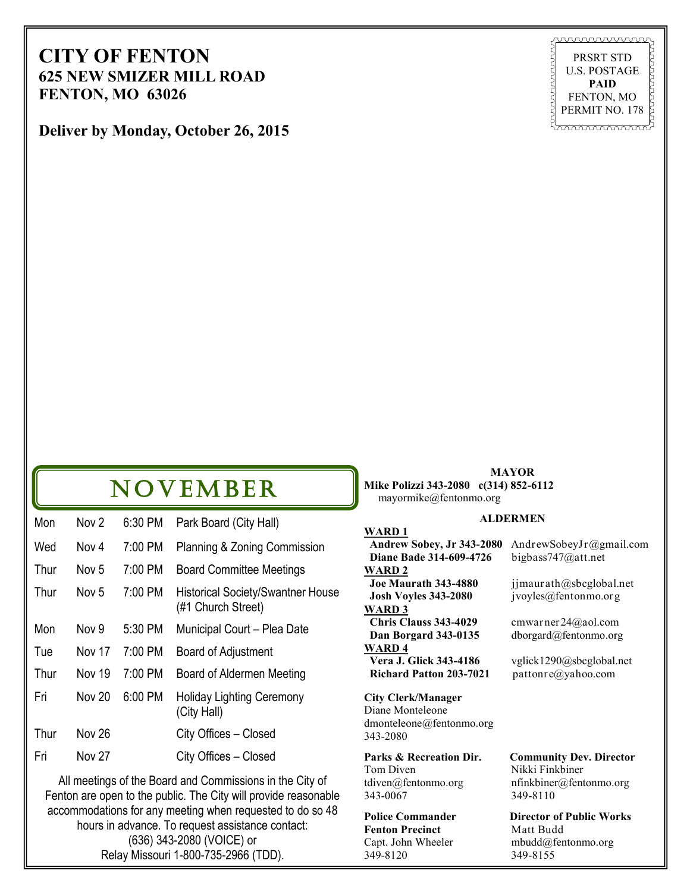**CITY OF FENTON**
**625 NEW SMIZER MILL ROAD**
**FENTON, MO 63026**

**Deliver by Monday, October 26, 2015**

PRSRT STD
U.S. POSTAGE
**PAID**
FENTON, MO
PERMIT NO. 178

## NOVEMBER

| | | | |
|---|---|---|---|
| Mon | Nov 2 | 6:30 PM | Park Board (City Hall) |
| Wed | Nov 4 | 7:00 PM | Planning & Zoning Commission |
| Thur | Nov 5 | 7:00 PM | Board Committee Meetings |
| Thur | Nov 5 | 7:00 PM | Historical Society/Swantner House (#1 Church Street) |
| Mon | Nov 9 | 5:30 PM | Municipal Court – Plea Date |
| Tue | Nov 17 | 7:00 PM | Board of Adjustment |
| Thur | Nov 19 | 7:00 PM | Board of Aldermen Meeting |
| Fri | Nov 20 | 6:00 PM | Holiday Lighting Ceremony (City Hall) |
| Thur | Nov 26 | | City Offices – Closed |
| Fri | Nov 27 | | City Offices – Closed |

All meetings of the Board and Commissions in the City of Fenton are open to the public. The City will provide reasonable accommodations for any meeting when requested to do so 48 hours in advance. To request assistance contact: (636) 343-2080 (VOICE) or Relay Missouri 1-800-735-2966 (TDD).

**MAYOR**
**Mike Polizzi 343-2080 c(314) 852-6112**
mayormike@fentonmo.org

**ALDERMEN**

**WARD 1**
**Andrew Sobey, Jr 343-2080** AndrewSobeyJr@gmail.com
**Diane Bade 314-609-4726** bigbass747@att.net

**WARD 2**
**Joe Maurath 343-4880** jjmaurath@sbcglobal.net
**Josh Voyles 343-2080** jvoyles@fentonmo.org

**WARD 3**
**Chris Clauss 343-4029** cmwarner24@aol.com
**Dan Borgard 343-0135** dborgard@fentonmo.org

**WARD 4**
**Vera J. Glick 343-4186** vglick1290@sbcglobal.net
**Richard Patton 203-7021** pattonre@yahoo.com

**City Clerk/Manager**
Diane Monteleone
dmonteleone@fentonmo.org
343-2080

**Parks & Recreation Dir.**
Tom Diven
tdiven@fentonmo.org
343-0067

**Community Dev. Director**
Nikki Finkbiner
nfinkbiner@fentonmo.org
349-8110

**Police Commander**
**Fenton Precinct**
Capt. John Wheeler
349-8120

**Director of Public Works**
Matt Budd
mbudd@fentonmo.org
349-8155